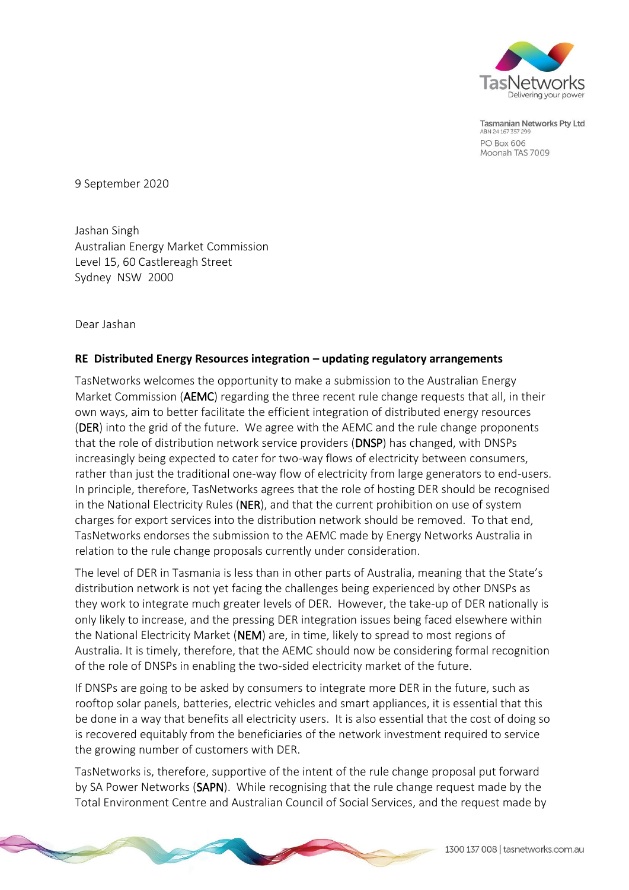TasNetworks
Delivering your power

**Tasmanian Networks Pty Ltd**
ABN 24 167 357 299
PO Box 606
Moonah TAS 7009

9 September 2020

Jashan Singh
Australian Energy Market Commission
Level 15, 60 Castlereagh Street
Sydney NSW 2000

Dear Jashan

**RE Distributed Energy Resources integration – updating regulatory arrangements**

TasNetworks welcomes the opportunity to make a submission to the Australian Energy Market Commission (**AEMC**) regarding the three recent rule change requests that all, in their own ways, aim to better facilitate the efficient integration of distributed energy resources (**DER**) into the grid of the future. We agree with the AEMC and the rule change proponents that the role of distribution network service providers (**DNSP**) has changed, with DNSPs increasingly being expected to cater for two-way flows of electricity between consumers, rather than just the traditional one-way flow of electricity from large generators to end-users. In principle, therefore, TasNetworks agrees that the role of hosting DER should be recognised in the National Electricity Rules (**NER**), and that the current prohibition on use of system charges for export services into the distribution network should be removed. To that end, TasNetworks endorses the submission to the AEMC made by Energy Networks Australia in relation to the rule change proposals currently under consideration.

The level of DER in Tasmania is less than in other parts of Australia, meaning that the State's distribution network is not yet facing the challenges being experienced by other DNSPs as they work to integrate much greater levels of DER. However, the take-up of DER nationally is only likely to increase, and the pressing DER integration issues being faced elsewhere within the National Electricity Market (**NEM**) are, in time, likely to spread to most regions of Australia. It is timely, therefore, that the AEMC should now be considering formal recognition of the role of DNSPs in enabling the two-sided electricity market of the future.

If DNSPs are going to be asked by consumers to integrate more DER in the future, such as rooftop solar panels, batteries, electric vehicles and smart appliances, it is essential that this be done in a way that benefits all electricity users. It is also essential that the cost of doing so is recovered equitably from the beneficiaries of the network investment required to service the growing number of customers with DER.

TasNetworks is, therefore, supportive of the intent of the rule change proposal put forward by SA Power Networks (**SAPN**). While recognising that the rule change request made by the Total Environment Centre and Australian Council of Social Services, and the request made by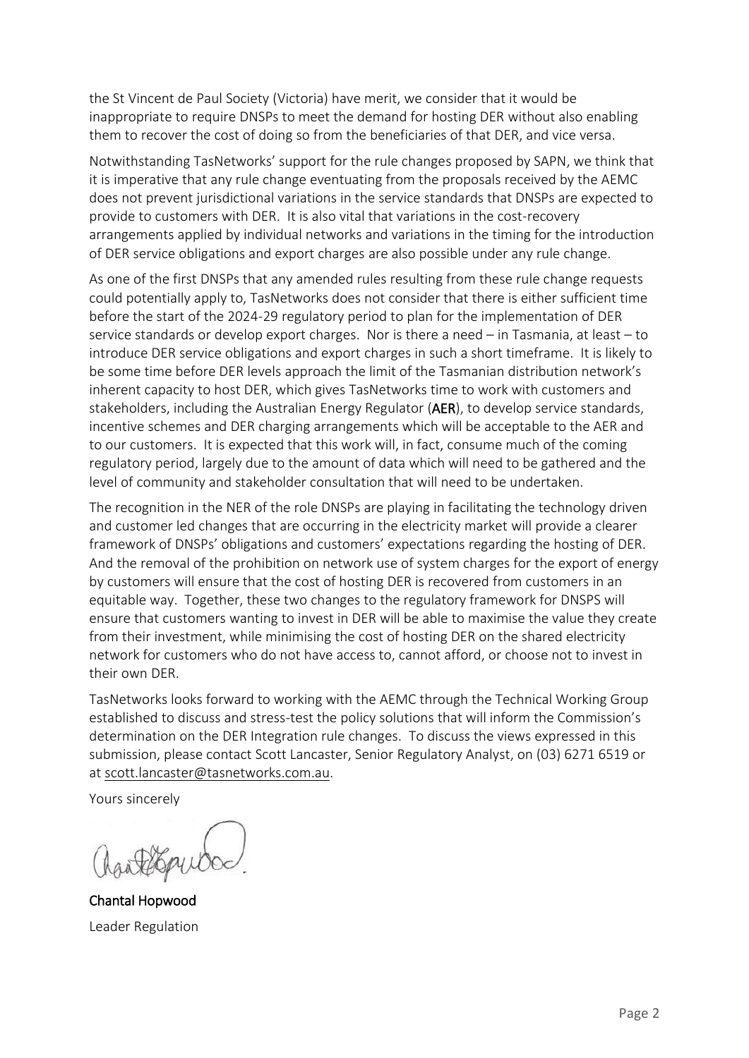the St Vincent de Paul Society (Victoria) have merit, we consider that it would be inappropriate to require DNSPs to meet the demand for hosting DER without also enabling them to recover the cost of doing so from the beneficiaries of that DER, and vice versa.

Notwithstanding TasNetworks' support for the rule changes proposed by SAPN, we think that it is imperative that any rule change eventuating from the proposals received by the AEMC does not prevent jurisdictional variations in the service standards that DNSPs are expected to provide to customers with DER. It is also vital that variations in the cost-recovery arrangements applied by individual networks and variations in the timing for the introduction of DER service obligations and export charges are also possible under any rule change.

As one of the first DNSPs that any amended rules resulting from these rule change requests could potentially apply to, TasNetworks does not consider that there is either sufficient time before the start of the 2024-29 regulatory period to plan for the implementation of DER service standards or develop export charges. Nor is there a need – in Tasmania, at least – to introduce DER service obligations and export charges in such a short timeframe. It is likely to be some time before DER levels approach the limit of the Tasmanian distribution network's inherent capacity to host DER, which gives TasNetworks time to work with customers and stakeholders, including the Australian Energy Regulator (**AER**), to develop service standards, incentive schemes and DER charging arrangements which will be acceptable to the AER and to our customers. It is expected that this work will, in fact, consume much of the coming regulatory period, largely due to the amount of data which will need to be gathered and the level of community and stakeholder consultation that will need to be undertaken.

The recognition in the NER of the role DNSPs are playing in facilitating the technology driven and customer led changes that are occurring in the electricity market will provide a clearer framework of DNSPs' obligations and customers' expectations regarding the hosting of DER. And the removal of the prohibition on network use of system charges for the export of energy by customers will ensure that the cost of hosting DER is recovered from customers in an equitable way. Together, these two changes to the regulatory framework for DNSPS will ensure that customers wanting to invest in DER will be able to maximise the value they create from their investment, while minimising the cost of hosting DER on the shared electricity network for customers who do not have access to, cannot afford, or choose not to invest in their own DER.

TasNetworks looks forward to working with the AEMC through the Technical Working Group established to discuss and stress-test the policy solutions that will inform the Commission's determination on the DER Integration rule changes. To discuss the views expressed in this submission, please contact Scott Lancaster, Senior Regulatory Analyst, on (03) 6271 6519 or at scott.lancaster@tasnetworks.com.au.

Yours sincerely

**Chantal Hopwood**

Leader Regulation